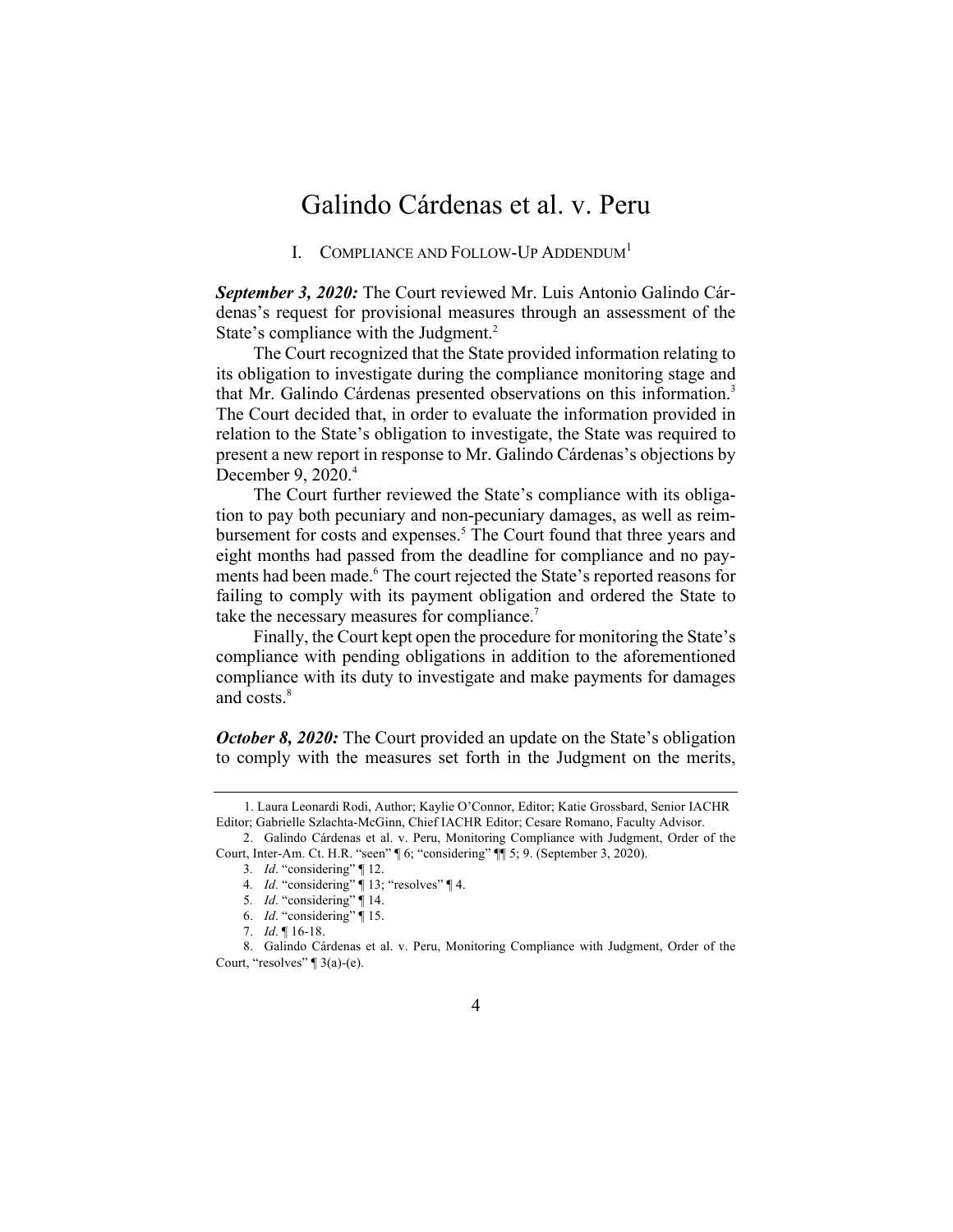# Galindo Cárdenas et al. v. Peru

## I. Compliance and Follow-Up Addendum[1]

***September 3, 2020:*** The Court reviewed Mr. Luis Antonio Galindo Cárdenas's request for provisional measures through an assessment of the State's compliance with the Judgment.[2]

The Court recognized that the State provided information relating to its obligation to investigate during the compliance monitoring stage and that Mr. Galindo Cárdenas presented observations on this information.[3] The Court decided that, in order to evaluate the information provided in relation to the State's obligation to investigate, the State was required to present a new report in response to Mr. Galindo Cárdenas's objections by December 9, 2020.[4]

The Court further reviewed the State's compliance with its obligation to pay both pecuniary and non-pecuniary damages, as well as reimbursement for costs and expenses.[5] The Court found that three years and eight months had passed from the deadline for compliance and no payments had been made.[6] The court rejected the State's reported reasons for failing to comply with its payment obligation and ordered the State to take the necessary measures for compliance.[7]

Finally, the Court kept open the procedure for monitoring the State's compliance with pending obligations in addition to the aforementioned compliance with its duty to investigate and make payments for damages and costs.[8]

***October 8, 2020:*** The Court provided an update on the State's obligation to comply with the measures set forth in the Judgment on the merits,

---

1. Laura Leonardi Rodi, Author; Kaylie O'Connor, Editor; Katie Grossbard, Senior IACHR Editor; Gabrielle Szlachta-McGinn, Chief IACHR Editor; Cesare Romano, Faculty Advisor.
2. Galindo Cárdenas et al. v. Peru, Monitoring Compliance with Judgment, Order of the Court, Inter-Am. Ct. H.R. "seen" ¶ 6; "considering" ¶¶ 5; 9. (September 3, 2020).
3. *Id*. "considering" ¶ 12.
4. *Id*. "considering" ¶ 13; "resolves" ¶ 4.
5. *Id*. "considering" ¶ 14.
6. *Id*. "considering" ¶ 15.
7. *Id*. ¶ 16-18.
8. Galindo Cárdenas et al. v. Peru, Monitoring Compliance with Judgment, Order of the Court, "resolves" ¶ 3(a)-(e).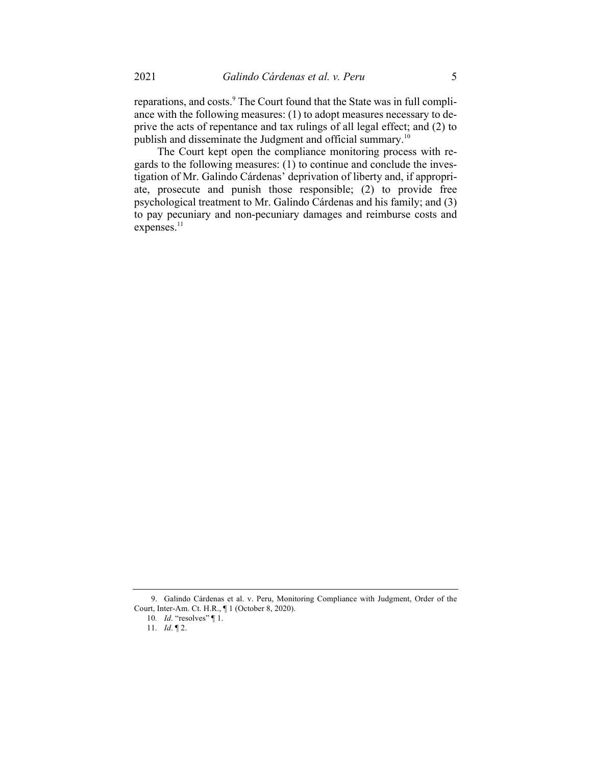reparations, and costs.[9] The Court found that the State was in full compliance with the following measures: (1) to adopt measures necessary to deprive the acts of repentance and tax rulings of all legal effect; and (2) to publish and disseminate the Judgment and official summary.[10]

The Court kept open the compliance monitoring process with regards to the following measures: (1) to continue and conclude the investigation of Mr. Galindo Cárdenas' deprivation of liberty and, if appropriate, prosecute and punish those responsible; (2) to provide free psychological treatment to Mr. Galindo Cárdenas and his family; and (3) to pay pecuniary and non-pecuniary damages and reimburse costs and expenses.[11]

---

9. Galindo Cárdenas et al. v. Peru, Monitoring Compliance with Judgment, Order of the Court, Inter-Am. Ct. H.R., ¶ 1 (October 8, 2020).

10. *Id*. "resolves" ¶ 1.

11. *Id*. ¶ 2.